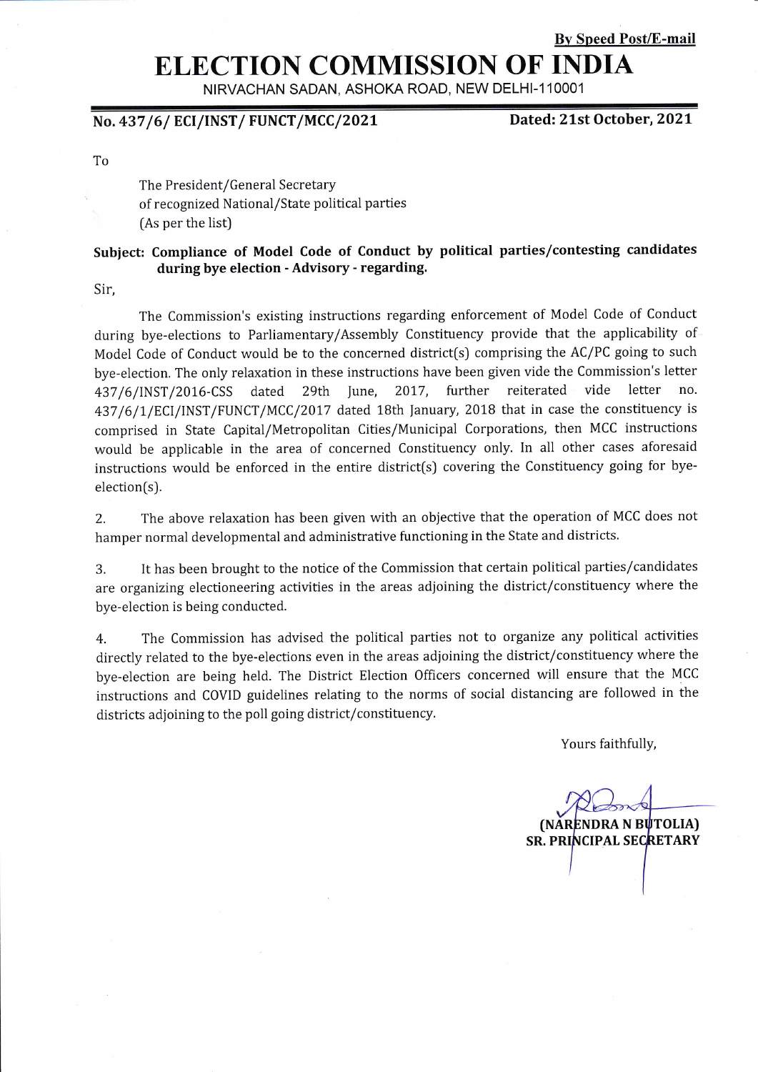**By Speed Post/E-mail**

# ELECTION COMMISSION OF INDIA

NIRVACHAN SADAN, ASHOKA ROAD, NEW DELHI-110001

**No. 437/6/ ECI/INST/ FUNCT/MCC/2021** **Dated: 21st October, 2021**

To

The President/General Secretary
of recognized National/State political parties
(As per the list)

**Subject: Compliance of Model Code of Conduct by political parties/contesting candidates during bye election - Advisory - regarding.**

Sir,

The Commission's existing instructions regarding enforcement of Model Code of Conduct during bye-elections to Parliamentary/Assembly Constituency provide that the applicability of Model Code of Conduct would be to the concerned district(s) comprising the AC/PC going to such bye-election. The only relaxation in these instructions have been given vide the Commission's letter 437/6/INST/2016-CSS dated 29th June, 2017, further reiterated vide letter no. 437/6/1/ECI/INST/FUNCT/MCC/2017 dated 18th January, 2018 that in case the constituency is comprised in State Capital/Metropolitan Cities/Municipal Corporations, then MCC instructions would be applicable in the area of concerned Constituency only. In all other cases aforesaid instructions would be enforced in the entire district(s) covering the Constituency going for bye-election(s).

2. The above relaxation has been given with an objective that the operation of MCC does not hamper normal developmental and administrative functioning in the State and districts.

3. It has been brought to the notice of the Commission that certain political parties/candidates are organizing electioneering activities in the areas adjoining the district/constituency where the bye-election is being conducted.

4. The Commission has advised the political parties not to organize any political activities directly related to the bye-elections even in the areas adjoining the district/constituency where the bye-election are being held. The District Election Officers concerned will ensure that the MCC instructions and COVID guidelines relating to the norms of social distancing are followed in the districts adjoining to the poll going district/constituency.

Yours faithfully,

**(NARENDRA N BUTOLIA)**
**SR. PRINCIPAL SECRETARY**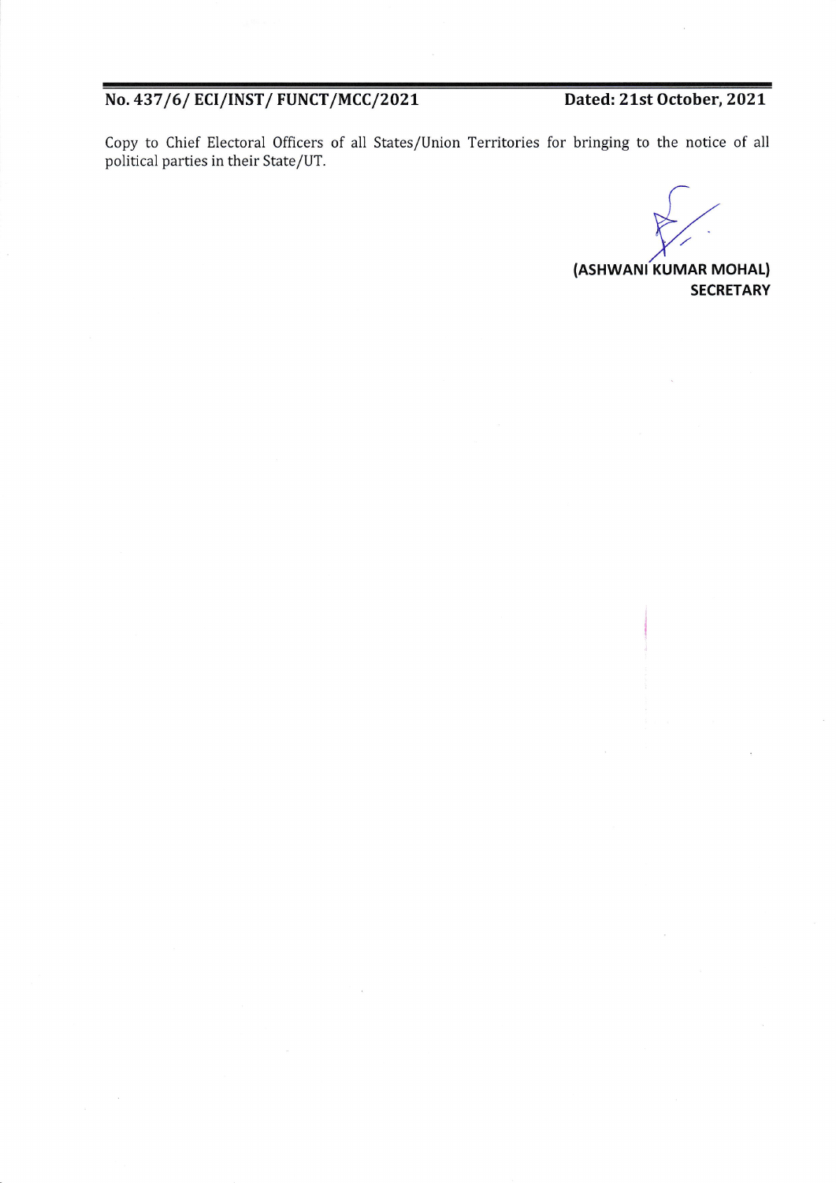**No. 437/6/ ECI/INST/ FUNCT/MCC/2021** **Dated: 21st October, 2021**

Copy to Chief Electoral Officers of all States/Union Territories for bringing to the notice of all political parties in their State/UT.

**(ASHWANI KUMAR MOHAL)**
**SECRETARY**